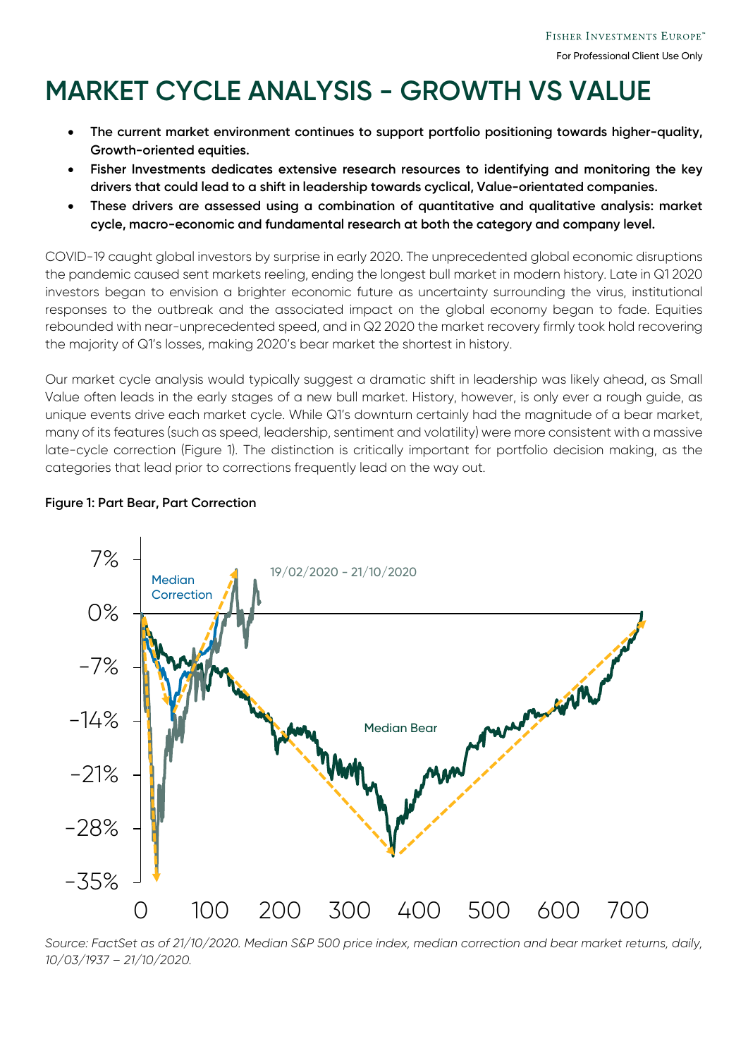# MARKET CYCLE ANALYSIS - GROWTH VS VALUE

- **The current market environment continues to support portfolio positioning towards higher-quality, Growth-oriented equities.**
- **Fisher Investments dedicates extensive research resources to identifying and monitoring the key drivers that could lead to a shift in leadership towards cyclical, Value-orientated companies.**
- **These drivers are assessed using a combination of quantitative and qualitative analysis: market cycle, macro-economic and fundamental research at both the category and company level.**

COVID-19 caught global investors by surprise in early 2020. The unprecedented global economic disruptions the pandemic caused sent markets reeling, ending the longest bull market in modern history. Late in Q1 2020 investors began to envision a brighter economic future as uncertainty surrounding the virus, institutional responses to the outbreak and the associated impact on the global economy began to fade. Equities rebounded with near-unprecedented speed, and in Q2 2020 the market recovery firmly took hold recovering the majority of Q1's losses, making 2020's bear market the shortest in history.

Our market cycle analysis would typically suggest a dramatic shift in leadership was likely ahead, as Small Value often leads in the early stages of a new bull market. History, however, is only ever a rough guide, as unique events drive each market cycle. While Q1's downturn certainly had the magnitude of a bear market, many of its features (such as speed, leadership, sentiment and volatility) were more consistent with a massive late-cycle correction (Figure 1). The distinction is critically important for portfolio decision making, as the categories that lead prior to corrections frequently lead on the way out.

**Figure 1: Part Bear, Part Correction**

*Source: FactSet as of 21/10/2020. Median S&P 500 price index, median correction and bear market returns, daily, 10/03/1937 – 21/10/2020.*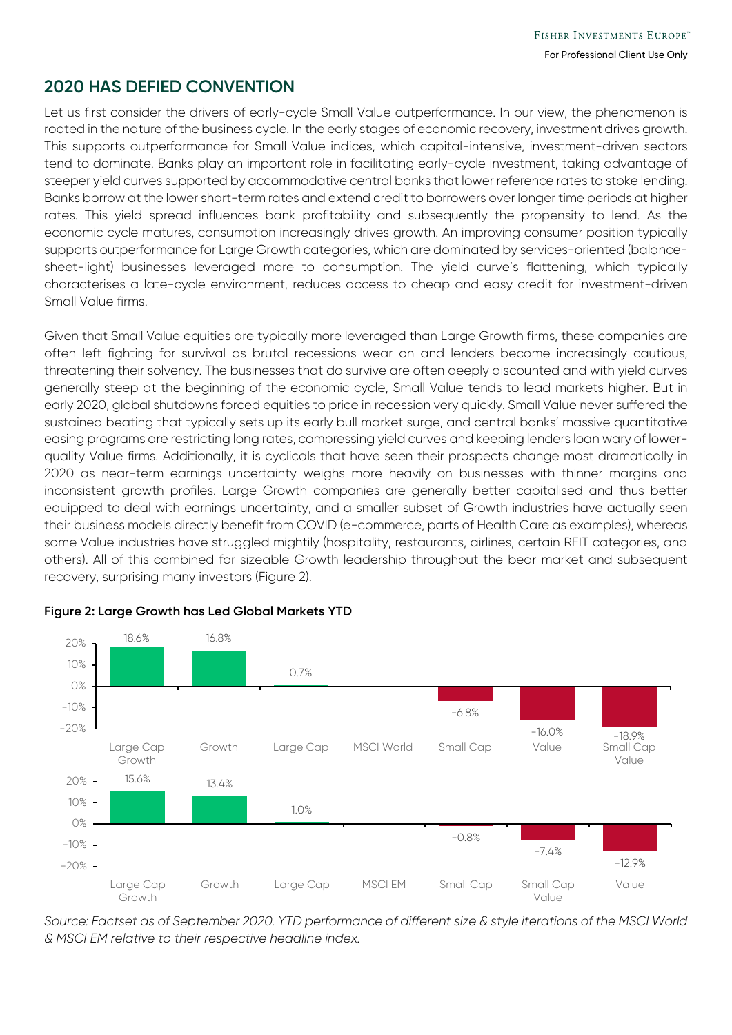## 2020 HAS DEFIED CONVENTION

Let us first consider the drivers of early-cycle Small Value outperformance. In our view, the phenomenon is rooted in the nature of the business cycle. In the early stages of economic recovery, investment drives growth. This supports outperformance for Small Value indices, which capital-intensive, investment-driven sectors tend to dominate. Banks play an important role in facilitating early-cycle investment, taking advantage of steeper yield curves supported by accommodative central banks that lower reference rates to stoke lending. Banks borrow at the lower short-term rates and extend credit to borrowers over longer time periods at higher rates. This yield spread influences bank profitability and subsequently the propensity to lend. As the economic cycle matures, consumption increasingly drives growth. An improving consumer position typically supports outperformance for Large Growth categories, which are dominated by services-oriented (balance-sheet-light) businesses leveraged more to consumption. The yield curve's flattening, which typically characterises a late-cycle environment, reduces access to cheap and easy credit for investment-driven Small Value firms.

Given that Small Value equities are typically more leveraged than Large Growth firms, these companies are often left fighting for survival as brutal recessions wear on and lenders become increasingly cautious, threatening their solvency. The businesses that do survive are often deeply discounted and with yield curves generally steep at the beginning of the economic cycle, Small Value tends to lead markets higher. But in early 2020, global shutdowns forced equities to price in recession very quickly. Small Value never suffered the sustained beating that typically sets up its early bull market surge, and central banks' massive quantitative easing programs are restricting long rates, compressing yield curves and keeping lenders loan wary of lower-quality Value firms. Additionally, it is cyclicals that have seen their prospects change most dramatically in 2020 as near-term earnings uncertainty weighs more heavily on businesses with thinner margins and inconsistent growth profiles. Large Growth companies are generally better capitalised and thus better equipped to deal with earnings uncertainty, and a smaller subset of Growth industries have actually seen their business models directly benefit from COVID (e-commerce, parts of Health Care as examples), whereas some Value industries have struggled mightily (hospitality, restaurants, airlines, certain REIT categories, and others). All of this combined for sizeable Growth leadership throughout the bear market and subsequent recovery, surprising many investors (Figure 2).

**Figure 2: Large Growth has Led Global Markets YTD**

| Large Cap Growth | Growth | Large Cap | MSCI World | Small Cap | Value | Small Cap Value |
|---|---|---|---|---|---|---|
| 18.6% | 16.8% | 0.7% | | -6.8% | -16.0% | -18.9% |

| Large Cap Growth | Growth | Large Cap | MSCI EM | Small Cap | Small Cap Value | Value |
|---|---|---|---|---|---|---|
| 15.6% | 13.4% | 1.0% | | -0.8% | -7.4% | -12.9% |

*Source: Factset as of September 2020. YTD performance of different size & style iterations of the MSCI World & MSCI EM relative to their respective headline index.*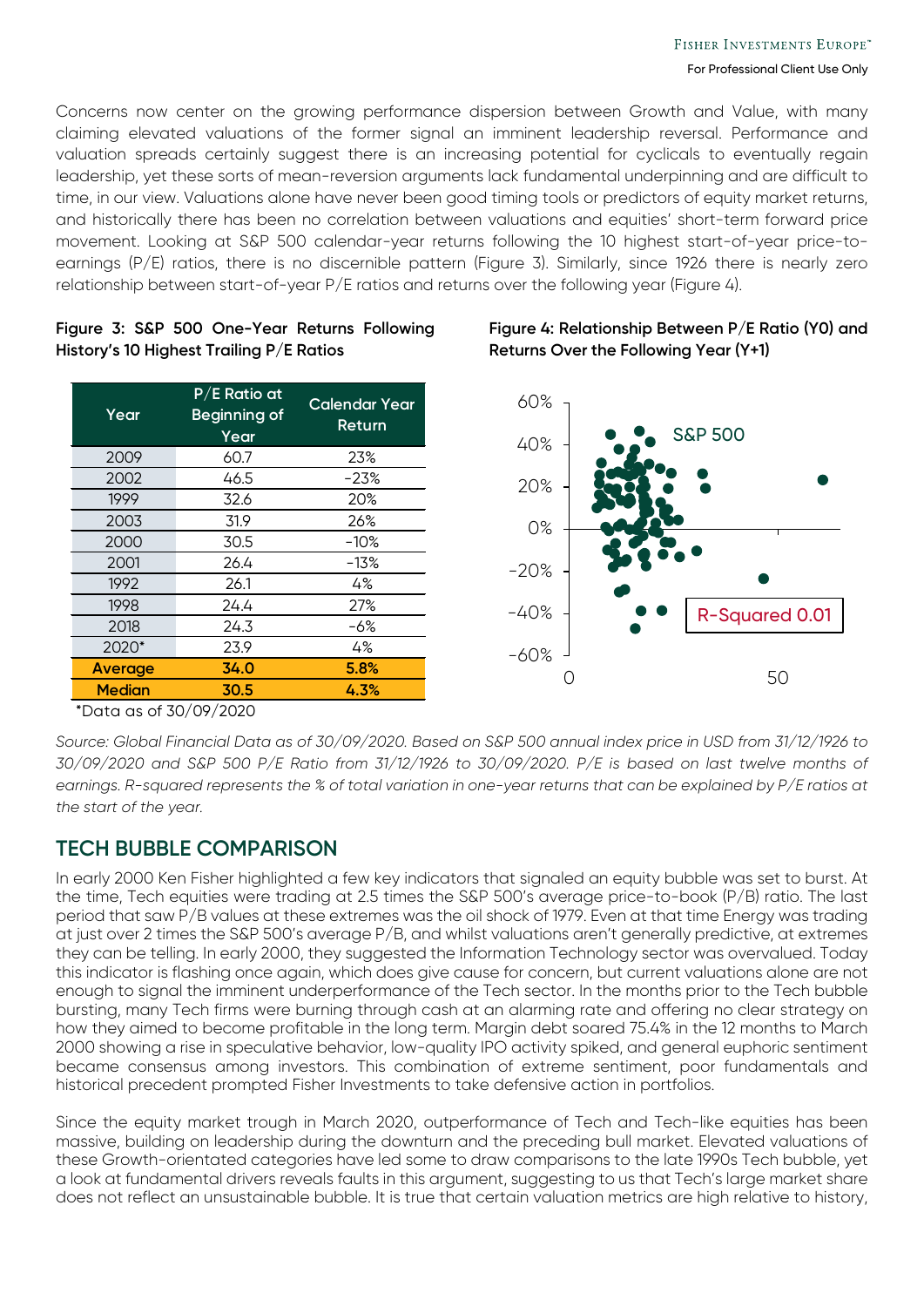Concerns now center on the growing performance dispersion between Growth and Value, with many claiming elevated valuations of the former signal an imminent leadership reversal. Performance and valuation spreads certainly suggest there is an increasing potential for cyclicals to eventually regain leadership, yet these sorts of mean-reversion arguments lack fundamental underpinning and are difficult to time, in our view. Valuations alone have never been good timing tools or predictors of equity market returns, and historically there has been no correlation between valuations and equities' short-term forward price movement. Looking at S&P 500 calendar-year returns following the 10 highest start-of-year price-to-earnings (P/E) ratios, there is no discernible pattern (Figure 3). Similarly, since 1926 there is nearly zero relationship between start-of-year P/E ratios and returns over the following year (Figure 4).

**Figure 3: S&P 500 One-Year Returns Following History's 10 Highest Trailing P/E Ratios**

| Year | P/E Ratio at Beginning of Year | Calendar Year Return |
|---|---|---|
| 2009 | 60.7 | 23% |
| 2002 | 46.5 | -23% |
| 1999 | 32.6 | 20% |
| 2003 | 31.9 | 26% |
| 2000 | 30.5 | -10% |
| 2001 | 26.4 | -13% |
| 1992 | 26.1 | 4% |
| 1998 | 24.4 | 27% |
| 2018 | 24.3 | -6% |
| 2020* | 23.9 | 4% |
| **Average** | **34.0** | **5.8%** |
| **Median** | **30.5** | **4.3%** |

*Data as of 30/09/2020

**Figure 4: Relationship Between P/E Ratio (Y0) and Returns Over the Following Year (Y+1)**

*Source: Global Financial Data as of 30/09/2020. Based on S&P 500 annual index price in USD from 31/12/1926 to 30/09/2020 and S&P 500 P/E Ratio from 31/12/1926 to 30/09/2020. P/E is based on last twelve months of earnings. R-squared represents the % of total variation in one-year returns that can be explained by P/E ratios at the start of the year.*

## TECH BUBBLE COMPARISON

In early 2000 Ken Fisher highlighted a few key indicators that signaled an equity bubble was set to burst. At the time, Tech equities were trading at 2.5 times the S&P 500's average price-to-book (P/B) ratio. The last period that saw P/B values at these extremes was the oil shock of 1979. Even at that time Energy was trading at just over 2 times the S&P 500's average P/B, and whilst valuations aren't generally predictive, at extremes they can be telling. In early 2000, they suggested the Information Technology sector was overvalued. Today this indicator is flashing once again, which does give cause for concern, but current valuations alone are not enough to signal the imminent underperformance of the Tech sector. In the months prior to the Tech bubble bursting, many Tech firms were burning through cash at an alarming rate and offering no clear strategy on how they aimed to become profitable in the long term. Margin debt soared 75.4% in the 12 months to March 2000 showing a rise in speculative behavior, low-quality IPO activity spiked, and general euphoric sentiment became consensus among investors. This combination of extreme sentiment, poor fundamentals and historical precedent prompted Fisher Investments to take defensive action in portfolios.

Since the equity market trough in March 2020, outperformance of Tech and Tech-like equities has been massive, building on leadership during the downturn and the preceding bull market. Elevated valuations of these Growth-orientated categories have led some to draw comparisons to the late 1990s Tech bubble, yet a look at fundamental drivers reveals faults in this argument, suggesting to us that Tech's large market share does not reflect an unsustainable bubble. It is true that certain valuation metrics are high relative to history,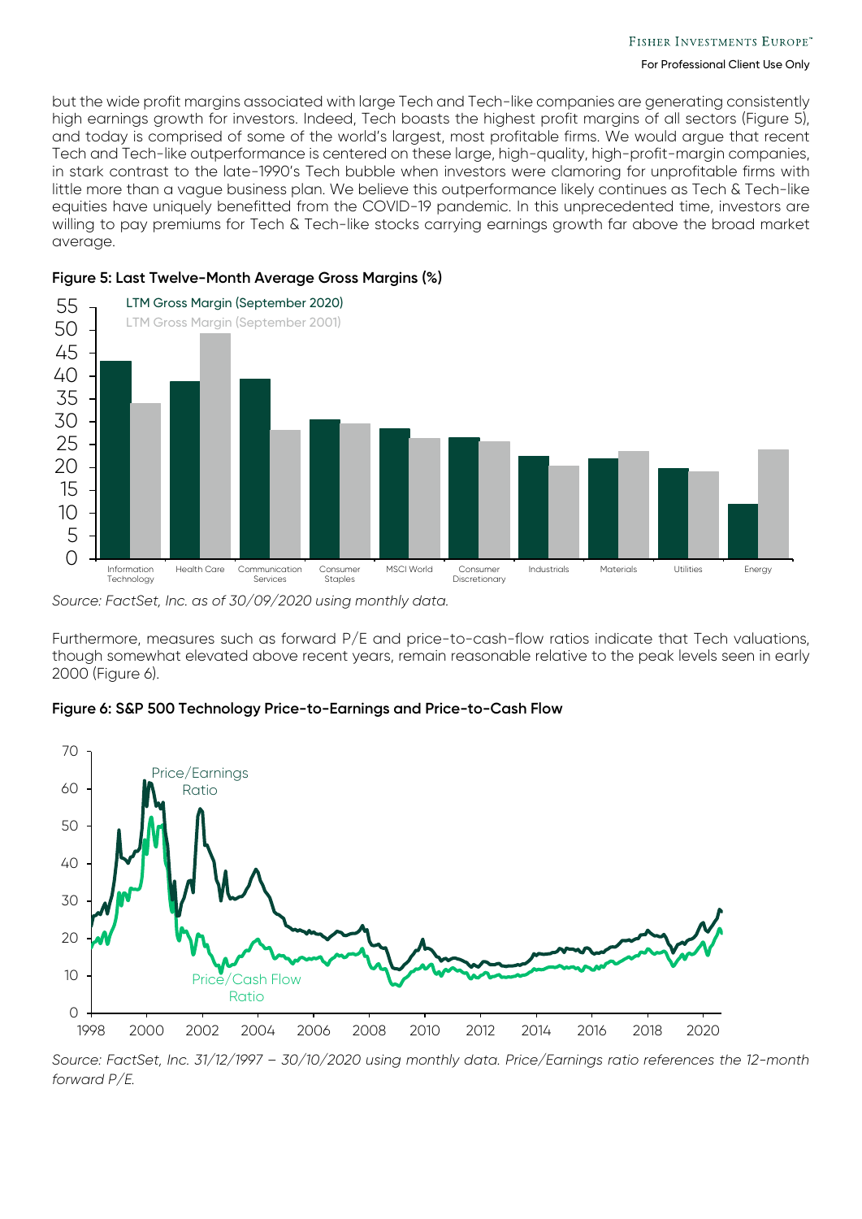but the wide profit margins associated with large Tech and Tech-like companies are generating consistently high earnings growth for investors. Indeed, Tech boasts the highest profit margins of all sectors (Figure 5), and today is comprised of some of the world's largest, most profitable firms. We would argue that recent Tech and Tech-like outperformance is centered on these large, high-quality, high-profit-margin companies, in stark contrast to the late-1990's Tech bubble when investors were clamoring for unprofitable firms with little more than a vague business plan. We believe this outperformance likely continues as Tech & Tech-like equities have uniquely benefitted from the COVID-19 pandemic. In this unprecedented time, investors are willing to pay premiums for Tech & Tech-like stocks carrying earnings growth far above the broad market average.

**Figure 5: Last Twelve-Month Average Gross Margins (%)**

*Source: FactSet, Inc. as of 30/09/2020 using monthly data.*

Furthermore, measures such as forward P/E and price-to-cash-flow ratios indicate that Tech valuations, though somewhat elevated above recent years, remain reasonable relative to the peak levels seen in early 2000 (Figure 6).

**Figure 6: S&P 500 Technology Price-to-Earnings and Price-to-Cash Flow**

*Source: FactSet, Inc. 31/12/1997 – 30/10/2020 using monthly data. Price/Earnings ratio references the 12-month forward P/E.*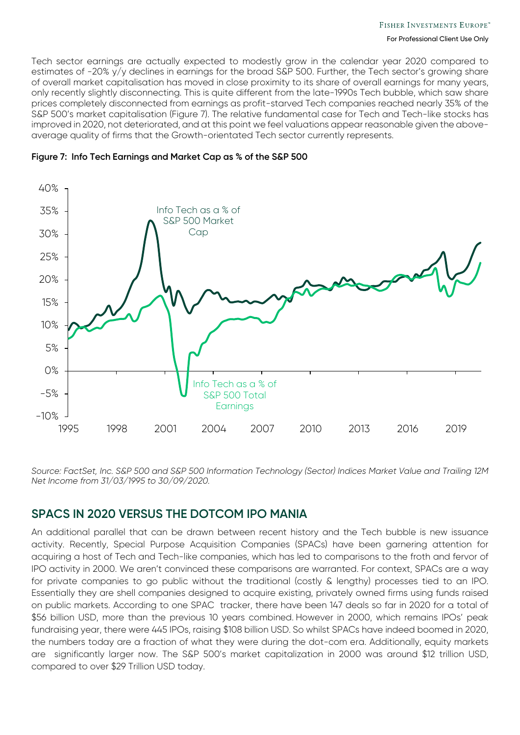Tech sector earnings are actually expected to modestly grow in the calendar year 2020 compared to estimates of -20% y/y declines in earnings for the broad S&P 500. Further, the Tech sector's growing share of overall market capitalisation has moved in close proximity to its share of overall earnings for many years, only recently slightly disconnecting. This is quite different from the late-1990s Tech bubble, which saw share prices completely disconnected from earnings as profit-starved Tech companies reached nearly 35% of the S&P 500's market capitalisation (Figure 7). The relative fundamental case for Tech and Tech-like stocks has improved in 2020, not deteriorated, and at this point we feel valuations appear reasonable given the above-average quality of firms that the Growth-orientated Tech sector currently represents.

**Figure 7: Info Tech Earnings and Market Cap as % of the S&P 500**

*Source: FactSet, Inc. S&P 500 and S&P 500 Information Technology (Sector) Indices Market Value and Trailing 12M Net Income from 31/03/1995 to 30/09/2020.*

## SPACS IN 2020 VERSUS THE DOTCOM IPO MANIA

An additional parallel that can be drawn between recent history and the Tech bubble is new issuance activity. Recently, Special Purpose Acquisition Companies (SPACs) have been garnering attention for acquiring a host of Tech and Tech-like companies, which has led to comparisons to the froth and fervor of IPO activity in 2000. We aren't convinced these comparisons are warranted. For context, SPACs are a way for private companies to go public without the traditional (costly & lengthy) processes tied to an IPO. Essentially they are shell companies designed to acquire existing, privately owned firms using funds raised on public markets. According to one SPAC tracker, there have been 147 deals so far in 2020 for a total of $56 billion USD, more than the previous 10 years combined. However in 2000, which remains IPOs' peak fundraising year, there were 445 IPOs, raising $108 billion USD. So whilst SPACs have indeed boomed in 2020, the numbers today are a fraction of what they were during the dot-com era. Additionally, equity markets are significantly larger now. The S&P 500's market capitalization in 2000 was around $12 trillion USD, compared to over $29 Trillion USD today.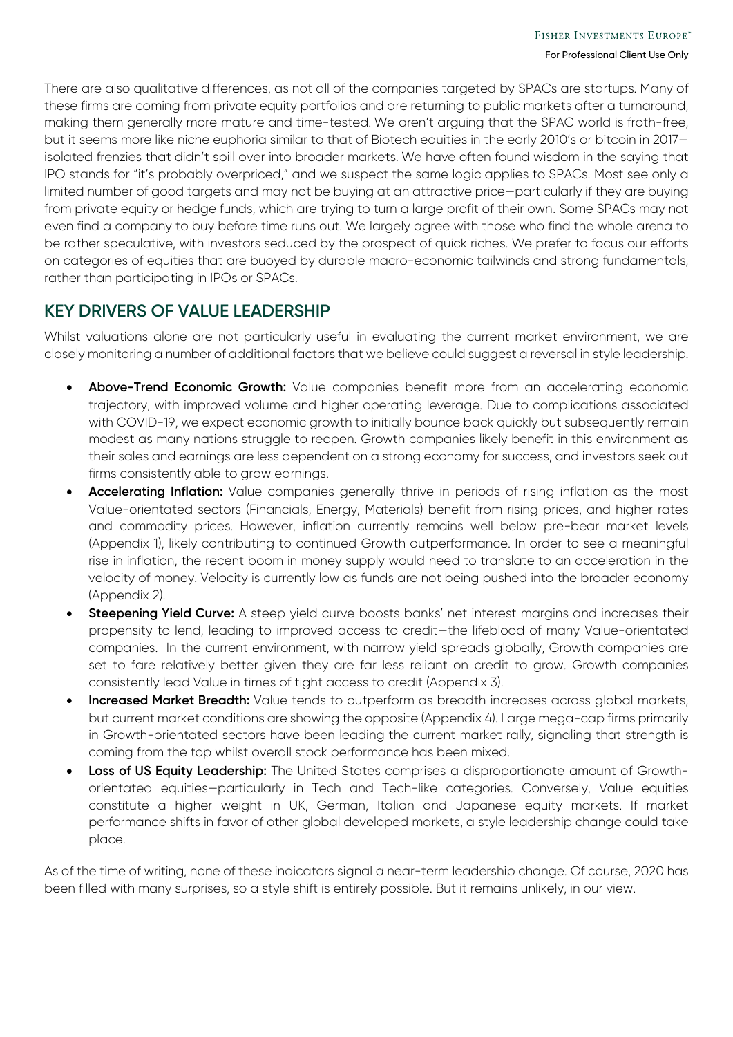There are also qualitative differences, as not all of the companies targeted by SPACs are startups. Many of these firms are coming from private equity portfolios and are returning to public markets after a turnaround, making them generally more mature and time-tested. We aren't arguing that the SPAC world is froth-free, but it seems more like niche euphoria similar to that of Biotech equities in the early 2010's or bitcoin in 2017—isolated frenzies that didn't spill over into broader markets. We have often found wisdom in the saying that IPO stands for "it's probably overpriced," and we suspect the same logic applies to SPACs. Most see only a limited number of good targets and may not be buying at an attractive price—particularly if they are buying from private equity or hedge funds, which are trying to turn a large profit of their own. Some SPACs may not even find a company to buy before time runs out. We largely agree with those who find the whole arena to be rather speculative, with investors seduced by the prospect of quick riches. We prefer to focus our efforts on categories of equities that are buoyed by durable macro-economic tailwinds and strong fundamentals, rather than participating in IPOs or SPACs.

## KEY DRIVERS OF VALUE LEADERSHIP

Whilst valuations alone are not particularly useful in evaluating the current market environment, we are closely monitoring a number of additional factors that we believe could suggest a reversal in style leadership.

- **Above-Trend Economic Growth:** Value companies benefit more from an accelerating economic trajectory, with improved volume and higher operating leverage. Due to complications associated with COVID-19, we expect economic growth to initially bounce back quickly but subsequently remain modest as many nations struggle to reopen. Growth companies likely benefit in this environment as their sales and earnings are less dependent on a strong economy for success, and investors seek out firms consistently able to grow earnings.
- **Accelerating Inflation:** Value companies generally thrive in periods of rising inflation as the most Value-orientated sectors (Financials, Energy, Materials) benefit from rising prices, and higher rates and commodity prices. However, inflation currently remains well below pre-bear market levels (Appendix 1), likely contributing to continued Growth outperformance. In order to see a meaningful rise in inflation, the recent boom in money supply would need to translate to an acceleration in the velocity of money. Velocity is currently low as funds are not being pushed into the broader economy (Appendix 2).
- **Steepening Yield Curve:** A steep yield curve boosts banks' net interest margins and increases their propensity to lend, leading to improved access to credit—the lifeblood of many Value-orientated companies. In the current environment, with narrow yield spreads globally, Growth companies are set to fare relatively better given they are far less reliant on credit to grow. Growth companies consistently lead Value in times of tight access to credit (Appendix 3).
- **Increased Market Breadth:** Value tends to outperform as breadth increases across global markets, but current market conditions are showing the opposite (Appendix 4). Large mega-cap firms primarily in Growth-orientated sectors have been leading the current market rally, signaling that strength is coming from the top whilst overall stock performance has been mixed.
- **Loss of US Equity Leadership:** The United States comprises a disproportionate amount of Growth-orientated equities—particularly in Tech and Tech-like categories. Conversely, Value equities constitute a higher weight in UK, German, Italian and Japanese equity markets. If market performance shifts in favor of other global developed markets, a style leadership change could take place.

As of the time of writing, none of these indicators signal a near-term leadership change. Of course, 2020 has been filled with many surprises, so a style shift is entirely possible. But it remains unlikely, in our view.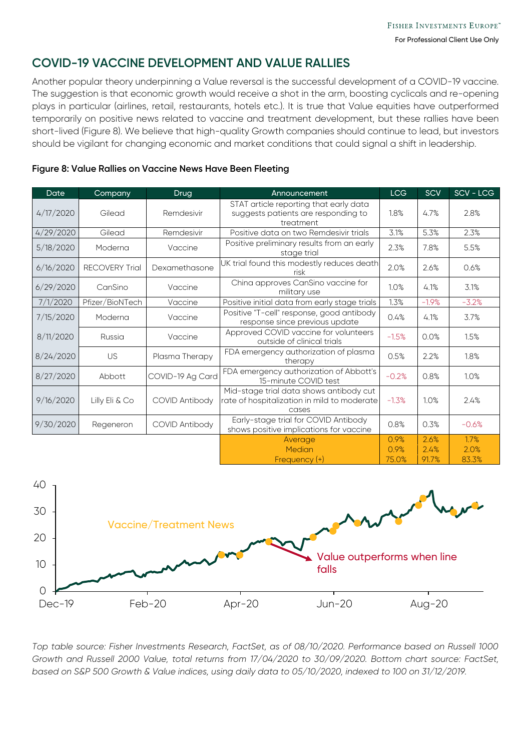## COVID-19 VACCINE DEVELOPMENT AND VALUE RALLIES

Another popular theory underpinning a Value reversal is the successful development of a COVID-19 vaccine. The suggestion is that economic growth would receive a shot in the arm, boosting cyclicals and re-opening plays in particular (airlines, retail, restaurants, hotels etc.). It is true that Value equities have outperformed temporarily on positive news related to vaccine and treatment development, but these rallies have been short-lived (Figure 8). We believe that high-quality Growth companies should continue to lead, but investors should be vigilant for changing economic and market conditions that could signal a shift in leadership.

**Figure 8: Value Rallies on Vaccine News Have Been Fleeting**

| Date | Company | Drug | Announcement | LCG | SCV | SCV - LCG |
|---|---|---|---|---|---|---|
| 4/17/2020 | Gilead | Remdesivir | STAT article reporting that early data suggests patients are responding to treatment | 1.8% | 4.7% | 2.8% |
| 4/29/2020 | Gilead | Remdesivir | Positive data on two Remdesivir trials | 3.1% | 5.3% | 2.3% |
| 5/18/2020 | Moderna | Vaccine | Positive preliminary results from an early stage trial | 2.3% | 7.8% | 5.5% |
| 6/16/2020 | RECOVERY Trial | Dexamethasone | UK trial found this modestly reduces death risk | 2.0% | 2.6% | 0.6% |
| 6/29/2020 | CanSino | Vaccine | China approves CanSino vaccine for military use | 1.0% | 4.1% | 3.1% |
| 7/1/2020 | Pfizer/BioNTech | Vaccine | Positive initial data from early stage trials | 1.3% | -1.9% | -3.2% |
| 7/15/2020 | Moderna | Vaccine | Positive "T-cell" response, good antibody response since previous update | 0.4% | 4.1% | 3.7% |
| 8/11/2020 | Russia | Vaccine | Approved COVID vaccine for volunteers outside of clinical trials | -1.5% | 0.0% | 1.5% |
| 8/24/2020 | US | Plasma Therapy | FDA emergency authorization of plasma therapy | 0.5% | 2.2% | 1.8% |
| 8/27/2020 | Abbott | COVID-19 Ag Card | FDA emergency authorization of Abbott's 15-minute COVID test | -0.2% | 0.8% | 1.0% |
| 9/16/2020 | Lilly Eli & Co | COVID Antibody | Mid-stage trial data shows antibody cut rate of hospitalization in mild to moderate cases | -1.3% | 1.0% | 2.4% |
| 9/30/2020 | Regeneron | COVID Antibody | Early-stage trial for COVID Antibody shows positive implications for vaccine | 0.8% | 0.3% | -0.6% |
| | | | Average | 0.9% | 2.6% | 1.7% |
| | | | Median | 0.9% | 2.4% | 2.0% |
| | | | Frequency (+) | 75.0% | 91.7% | 83.3% |

*Top table source: Fisher Investments Research, FactSet, as of 08/10/2020. Performance based on Russell 1000 Growth and Russell 2000 Value, total returns from 17/04/2020 to 30/09/2020. Bottom chart source: FactSet, based on S&P 500 Growth & Value indices, using daily data to 05/10/2020, indexed to 100 on 31/12/2019.*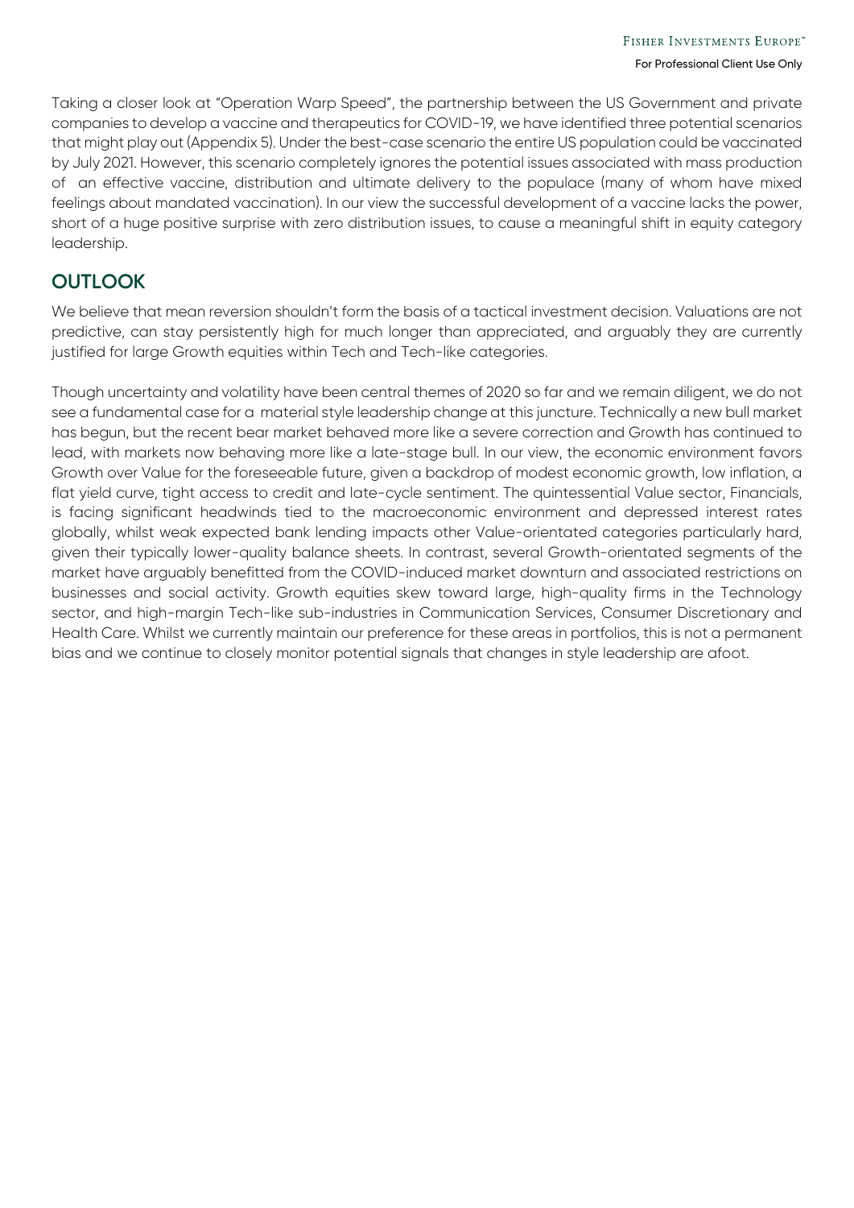Taking a closer look at "Operation Warp Speed", the partnership between the US Government and private companies to develop a vaccine and therapeutics for COVID-19, we have identified three potential scenarios that might play out (Appendix 5). Under the best-case scenario the entire US population could be vaccinated by July 2021. However, this scenario completely ignores the potential issues associated with mass production of an effective vaccine, distribution and ultimate delivery to the populace (many of whom have mixed feelings about mandated vaccination). In our view the successful development of a vaccine lacks the power, short of a huge positive surprise with zero distribution issues, to cause a meaningful shift in equity category leadership.

## OUTLOOK

We believe that mean reversion shouldn't form the basis of a tactical investment decision. Valuations are not predictive, can stay persistently high for much longer than appreciated, and arguably they are currently justified for large Growth equities within Tech and Tech-like categories.

Though uncertainty and volatility have been central themes of 2020 so far and we remain diligent, we do not see a fundamental case for a material style leadership change at this juncture. Technically a new bull market has begun, but the recent bear market behaved more like a severe correction and Growth has continued to lead, with markets now behaving more like a late-stage bull. In our view, the economic environment favors Growth over Value for the foreseeable future, given a backdrop of modest economic growth, low inflation, a flat yield curve, tight access to credit and late-cycle sentiment. The quintessential Value sector, Financials, is facing significant headwinds tied to the macroeconomic environment and depressed interest rates globally, whilst weak expected bank lending impacts other Value-orientated categories particularly hard, given their typically lower-quality balance sheets. In contrast, several Growth-orientated segments of the market have arguably benefitted from the COVID-induced market downturn and associated restrictions on businesses and social activity. Growth equities skew toward large, high-quality firms in the Technology sector, and high-margin Tech-like sub-industries in Communication Services, Consumer Discretionary and Health Care. Whilst we currently maintain our preference for these areas in portfolios, this is not a permanent bias and we continue to closely monitor potential signals that changes in style leadership are afoot.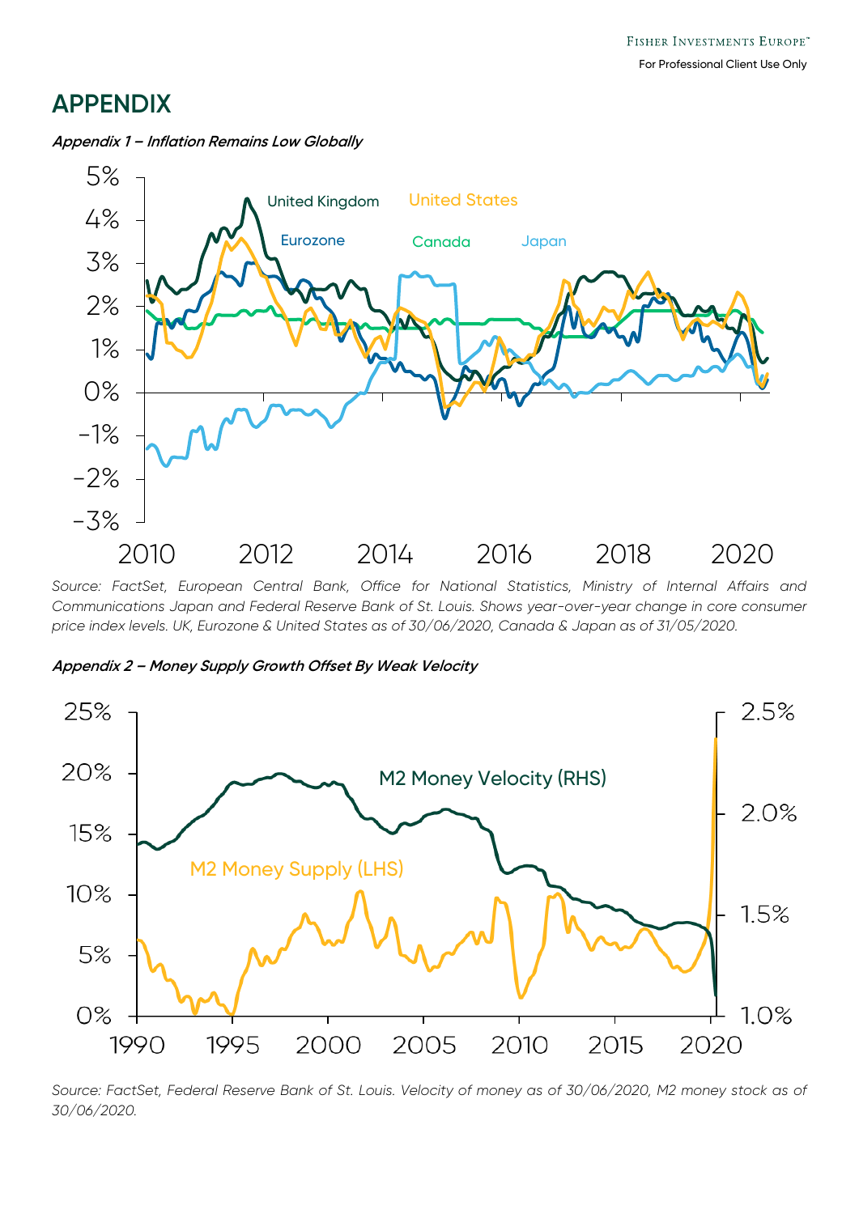# APPENDIX

***Appendix 1 – Inflation Remains Low Globally***

*Source: FactSet, European Central Bank, Office for National Statistics, Ministry of Internal Affairs and Communications Japan and Federal Reserve Bank of St. Louis. Shows year-over-year change in core consumer price index levels. UK, Eurozone & United States as of 30/06/2020, Canada & Japan as of 31/05/2020.*

***Appendix 2 – Money Supply Growth Offset By Weak Velocity***

*Source: FactSet, Federal Reserve Bank of St. Louis. Velocity of money as of 30/06/2020, M2 money stock as of 30/06/2020.*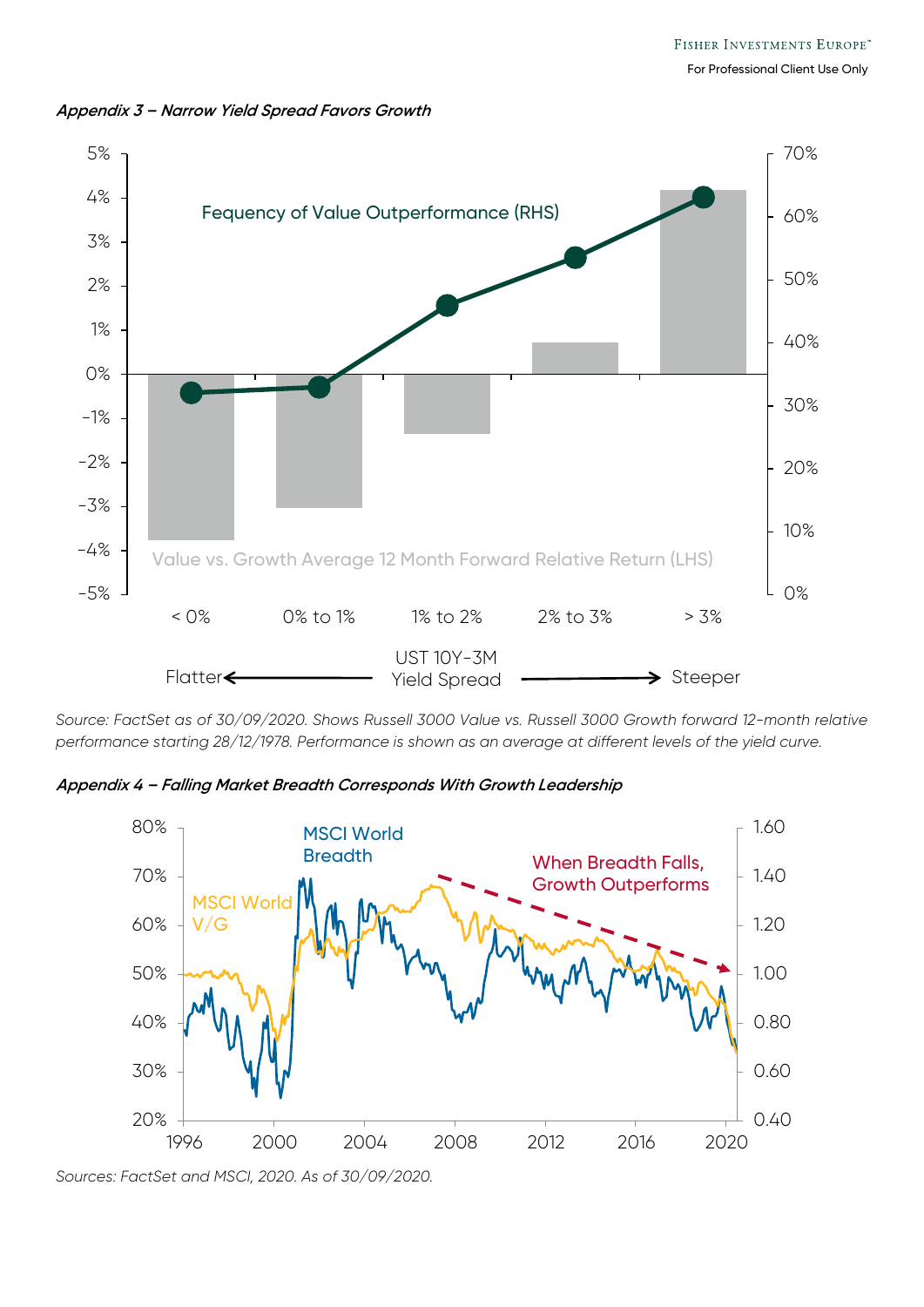*Appendix 3 – Narrow Yield Spread Favors Growth*

*Source: FactSet as of 30/09/2020. Shows Russell 3000 Value vs. Russell 3000 Growth forward 12-month relative performance starting 28/12/1978. Performance is shown as an average at different levels of the yield curve.*

*Appendix 4 – Falling Market Breadth Corresponds With Growth Leadership*

*Sources: FactSet and MSCI, 2020. As of 30/09/2020.*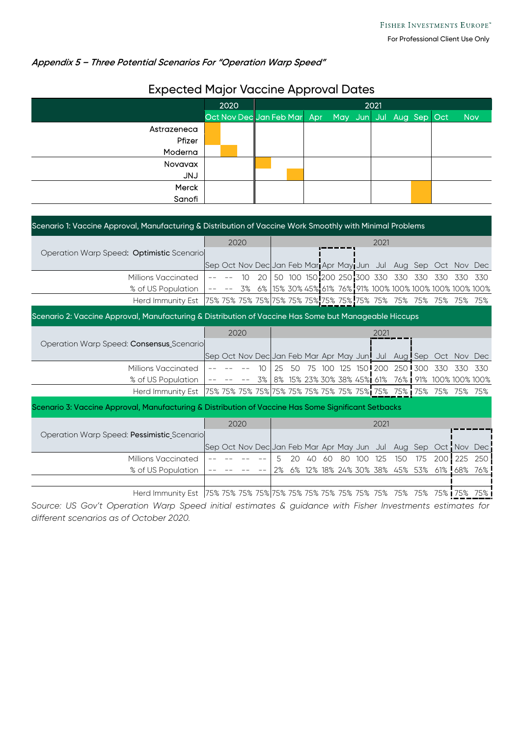*Appendix 5 – Three Potential Scenarios For "Operation Warp Speed"*

## Expected Major Vaccine Approval Dates

| | 2020 Oct | 2020 Nov | 2020 Dec | 2021 Jan | 2021 Feb | 2021 Mar | 2021 Apr | 2021 May | 2021 Jun | 2021 Jul | 2021 Aug | 2021 Sep | 2021 Oct | 2021 Nov |
|---|---|---|---|---|---|---|---|---|---|---|---|---|---|---|
| Astrazeneca | X | | | | | | | | | | | | | |
| Pfizer | X | | | | | | | | | | | | | |
| Moderna | | X | | | | | | | | | | | | |
| Novavax | | | | X | | | | | | | | | | |
| JNJ | | | | | | X | | | | | | | | |
| Merck | | | | | | | | | | | | X | | |
| Sanofi | | | | | | | | | | | | X | | |

**Scenario 1: Vaccine Approval, Manufacturing & Distribution of Vaccine Work Smoothly with Minimal Problems**

| Operation Warp Speed: **Optimistic** Scenario | 2020 Sep | Oct | Nov | Dec | 2021 Jan | Feb | Mar | Apr | May | Jun | Jul | Aug | Sep | Oct | Nov | Dec |
|---|---|---|---|---|---|---|---|---|---|---|---|---|---|---|---|---|
| Millions Vaccinated | -- | -- | 10 | 20 | 50 | 100 | 150 | 200 | 250 | 300 | 330 | 330 | 330 | 330 | 330 | 330 |
| % of US Population | -- | -- | 3% | 6% | 15% | 30% | 45% | 61% | 76% | 91% | 100% | 100% | 100% | 100% | 100% | 100% |
| Herd Immunity Est | 75% | 75% | 75% | 75% | 75% | 75% | 75% | 75% | 75% | 75% | 75% | 75% | 75% | 75% | 75% | 75% |

**Scenario 2: Vaccine Approval, Manufacturing & Distribution of Vaccine Has Some but Manageable Hiccups**

| Operation Warp Speed: **Consensus** Scenario | 2020 Sep | Oct | Nov | Dec | 2021 Jan | Feb | Mar | Apr | May | Jun | Jul | Aug | Sep | Oct | Nov | Dec |
|---|---|---|---|---|---|---|---|---|---|---|---|---|---|---|---|---|
| Millions Vaccinated | -- | -- | -- | 10 | 25 | 50 | 75 | 100 | 125 | 150 | 200 | 250 | 300 | 330 | 330 | 330 |
| % of US Population | -- | -- | -- | 3% | 8% | 15% | 23% | 30% | 38% | 45% | 61% | 76% | 91% | 100% | 100% | 100% |
| Herd Immunity Est | 75% | 75% | 75% | 75% | 75% | 75% | 75% | 75% | 75% | 75% | 75% | 75% | 75% | 75% | 75% | 75% |

**Scenario 3: Vaccine Approval, Manufacturing & Distribution of Vaccine Has Some Significant Setbacks**

| Operation Warp Speed: **Pessimistic** Scenario | 2020 Sep | Oct | Nov | Dec | 2021 Jan | Feb | Mar | Apr | May | Jun | Jul | Aug | Sep | Oct | Nov | Dec |
|---|---|---|---|---|---|---|---|---|---|---|---|---|---|---|---|---|
| Millions Vaccinated | -- | -- | -- | -- | 5 | 20 | 40 | 60 | 80 | 100 | 125 | 150 | 175 | 200 | 225 | 250 |
| % of US Population | -- | -- | -- | -- | 2% | 6% | 12% | 18% | 24% | 30% | 38% | 45% | 53% | 61% | 68% | 76% |
| Herd Immunity Est | 75% | 75% | 75% | 75% | 75% | 75% | 75% | 75% | 75% | 75% | 75% | 75% | 75% | 75% | 75% | 75% |

*Source: US Gov't Operation Warp Speed initial estimates & guidance with Fisher Investments estimates for different scenarios as of October 2020.*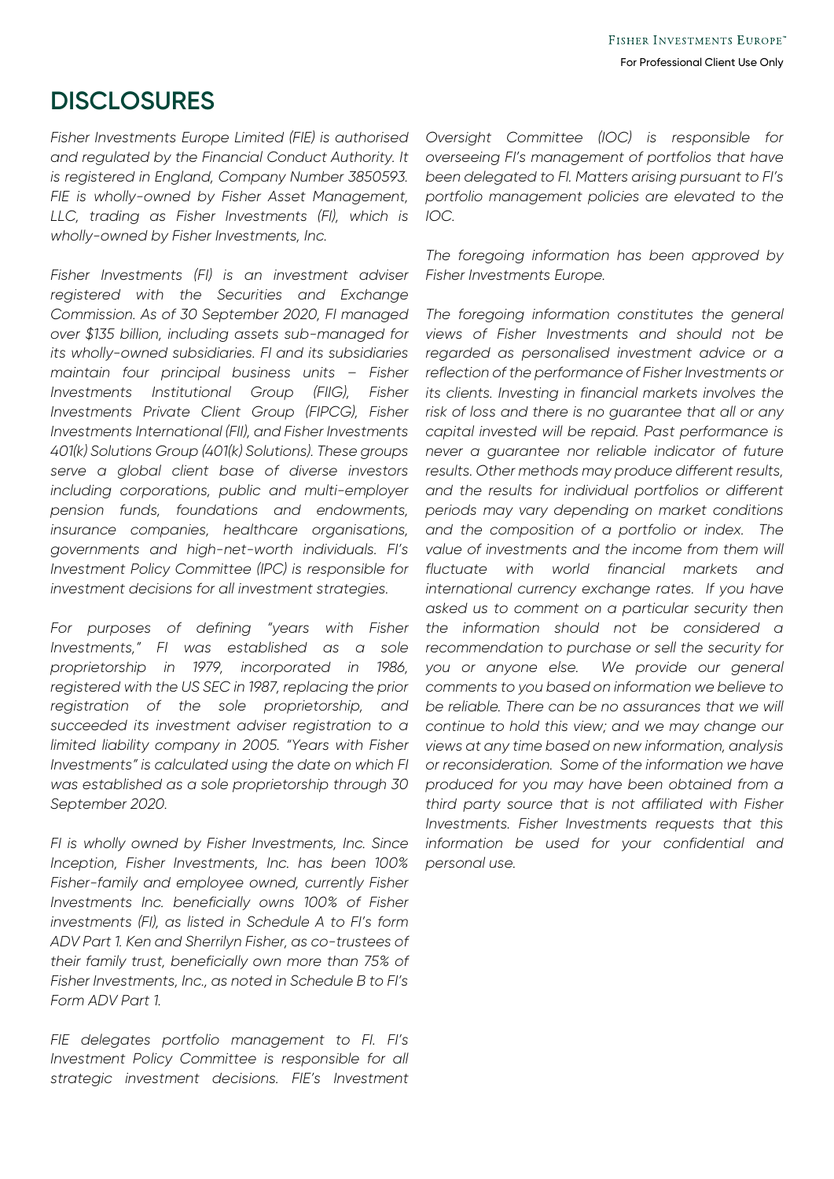# DISCLOSURES

*Fisher Investments Europe Limited (FIE) is authorised and regulated by the Financial Conduct Authority. It is registered in England, Company Number 3850593. FIE is wholly-owned by Fisher Asset Management, LLC, trading as Fisher Investments (FI), which is wholly-owned by Fisher Investments, Inc.*

*Fisher Investments (FI) is an investment adviser registered with the Securities and Exchange Commission. As of 30 September 2020, FI managed over $135 billion, including assets sub-managed for its wholly-owned subsidiaries. FI and its subsidiaries maintain four principal business units – Fisher Investments Institutional Group (FIIG), Fisher Investments Private Client Group (FIPCG), Fisher Investments International (FII), and Fisher Investments 401(k) Solutions Group (401(k) Solutions). These groups serve a global client base of diverse investors including corporations, public and multi-employer pension funds, foundations and endowments, insurance companies, healthcare organisations, governments and high-net-worth individuals. FI's Investment Policy Committee (IPC) is responsible for investment decisions for all investment strategies.*

*For purposes of defining "years with Fisher Investments," FI was established as a sole proprietorship in 1979, incorporated in 1986, registered with the US SEC in 1987, replacing the prior registration of the sole proprietorship, and succeeded its investment adviser registration to a limited liability company in 2005. "Years with Fisher Investments" is calculated using the date on which FI was established as a sole proprietorship through 30 September 2020.*

*FI is wholly owned by Fisher Investments, Inc. Since Inception, Fisher Investments, Inc. has been 100% Fisher-family and employee owned, currently Fisher Investments Inc. beneficially owns 100% of Fisher investments (FI), as listed in Schedule A to FI's form ADV Part 1. Ken and Sherrilyn Fisher, as co-trustees of their family trust, beneficially own more than 75% of Fisher Investments, Inc., as noted in Schedule B to FI's Form ADV Part 1.*

*FIE delegates portfolio management to FI. FI's Investment Policy Committee is responsible for all strategic investment decisions. FIE's Investment Oversight Committee (IOC) is responsible for overseeing FI's management of portfolios that have been delegated to FI. Matters arising pursuant to FI's portfolio management policies are elevated to the IOC.*

*The foregoing information has been approved by Fisher Investments Europe.*

*The foregoing information constitutes the general views of Fisher Investments and should not be regarded as personalised investment advice or a reflection of the performance of Fisher Investments or its clients. Investing in financial markets involves the risk of loss and there is no guarantee that all or any capital invested will be repaid. Past performance is never a guarantee nor reliable indicator of future results. Other methods may produce different results, and the results for individual portfolios or different periods may vary depending on market conditions and the composition of a portfolio or index. The value of investments and the income from them will fluctuate with world financial markets and international currency exchange rates. If you have asked us to comment on a particular security then the information should not be considered a recommendation to purchase or sell the security for you or anyone else. We provide our general comments to you based on information we believe to be reliable. There can be no assurances that we will continue to hold this view; and we may change our views at any time based on new information, analysis or reconsideration. Some of the information we have produced for you may have been obtained from a third party source that is not affiliated with Fisher Investments. Fisher Investments requests that this information be used for your confidential and personal use.*